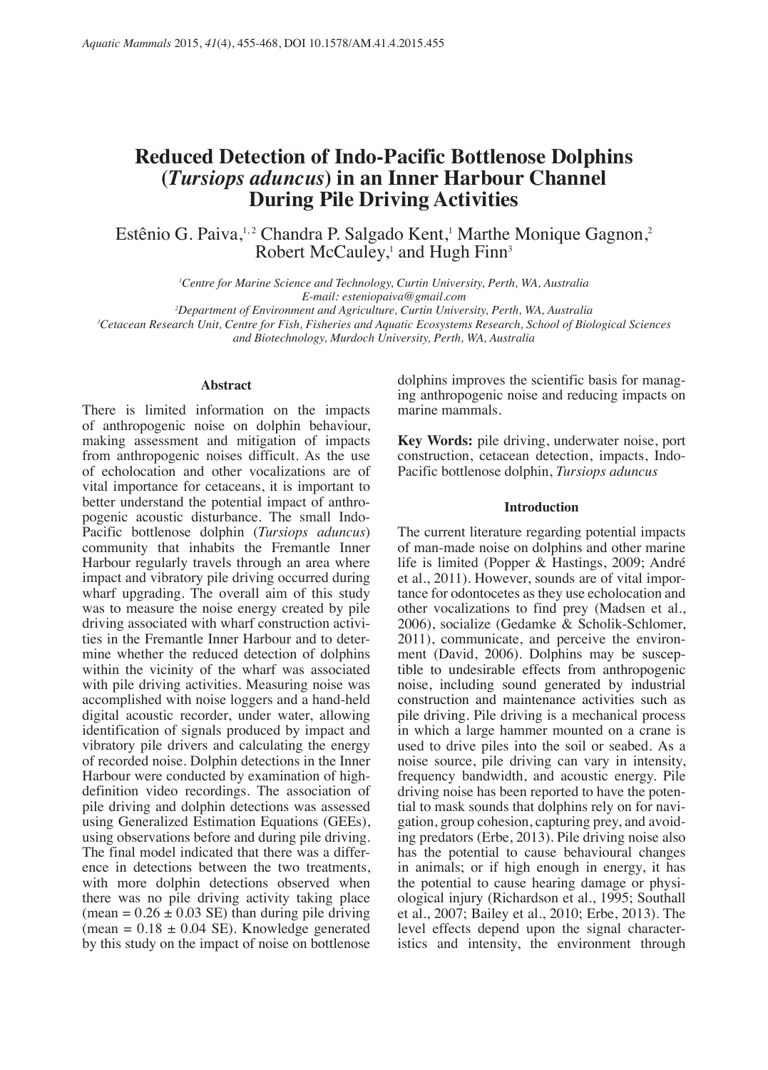# Reduced Detection of Indo-Pacific Bottlenose Dolphins (*Tursiops aduncus*) in an Inner Harbour Channel During Pile Driving Activities

Estênio G. Paiva,[1,2] Chandra P. Salgado Kent,[1] Marthe Monique Gagnon,[2] Robert McCauley,[1] and Hugh Finn[3]

[1]*Centre for Marine Science and Technology, Curtin University, Perth, WA, Australia*
*E-mail: esteniopaiva@gmail.com*
[2]*Department of Environment and Agriculture, Curtin University, Perth, WA, Australia*
[3]*Cetacean Research Unit, Centre for Fish, Fisheries and Aquatic Ecosystems Research, School of Biological Sciences and Biotechnology, Murdoch University, Perth, WA, Australia*

### Abstract

There is limited information on the impacts of anthropogenic noise on dolphin behaviour, making assessment and mitigation of impacts from anthropogenic noises difficult. As the use of echolocation and other vocalizations are of vital importance for cetaceans, it is important to better understand the potential impact of anthropogenic acoustic disturbance. The small Indo-Pacific bottlenose dolphin (*Tursiops aduncus*) community that inhabits the Fremantle Inner Harbour regularly travels through an area where impact and vibratory pile driving occurred during wharf upgrading. The overall aim of this study was to measure the noise energy created by pile driving associated with wharf construction activities in the Fremantle Inner Harbour and to determine whether the reduced detection of dolphins within the vicinity of the wharf was associated with pile driving activities. Measuring noise was accomplished with noise loggers and a hand-held digital acoustic recorder, under water, allowing identification of signals produced by impact and vibratory pile drivers and calculating the energy of recorded noise. Dolphin detections in the Inner Harbour were conducted by examination of high-definition video recordings. The association of pile driving and dolphin detections was assessed using Generalized Estimation Equations (GEEs), using observations before and during pile driving. The final model indicated that there was a difference in detections between the two treatments, with more dolphin detections observed when there was no pile driving activity taking place (mean = 0.26 ± 0.03 SE) than during pile driving (mean = 0.18 ± 0.04 SE). Knowledge generated by this study on the impact of noise on bottlenose dolphins improves the scientific basis for managing anthropogenic noise and reducing impacts on marine mammals.

**Key Words:** pile driving, underwater noise, port construction, cetacean detection, impacts, Indo-Pacific bottlenose dolphin, *Tursiops aduncus*

### Introduction

The current literature regarding potential impacts of man-made noise on dolphins and other marine life is limited (Popper & Hastings, 2009; André et al., 2011). However, sounds are of vital importance for odontocetes as they use echolocation and other vocalizations to find prey (Madsen et al., 2006), socialize (Gedamke & Scholik-Schlomer, 2011), communicate, and perceive the environment (David, 2006). Dolphins may be susceptible to undesirable effects from anthropogenic noise, including sound generated by industrial construction and maintenance activities such as pile driving. Pile driving is a mechanical process in which a large hammer mounted on a crane is used to drive piles into the soil or seabed. As a noise source, pile driving can vary in intensity, frequency bandwidth, and acoustic energy. Pile driving noise has been reported to have the potential to mask sounds that dolphins rely on for navigation, group cohesion, capturing prey, and avoiding predators (Erbe, 2013). Pile driving noise also has the potential to cause behavioural changes in animals; or if high enough in energy, it has the potential to cause hearing damage or physiological injury (Richardson et al., 1995; Southall et al., 2007; Bailey et al., 2010; Erbe, 2013). The level effects depend upon the signal characteristics and intensity, the environment through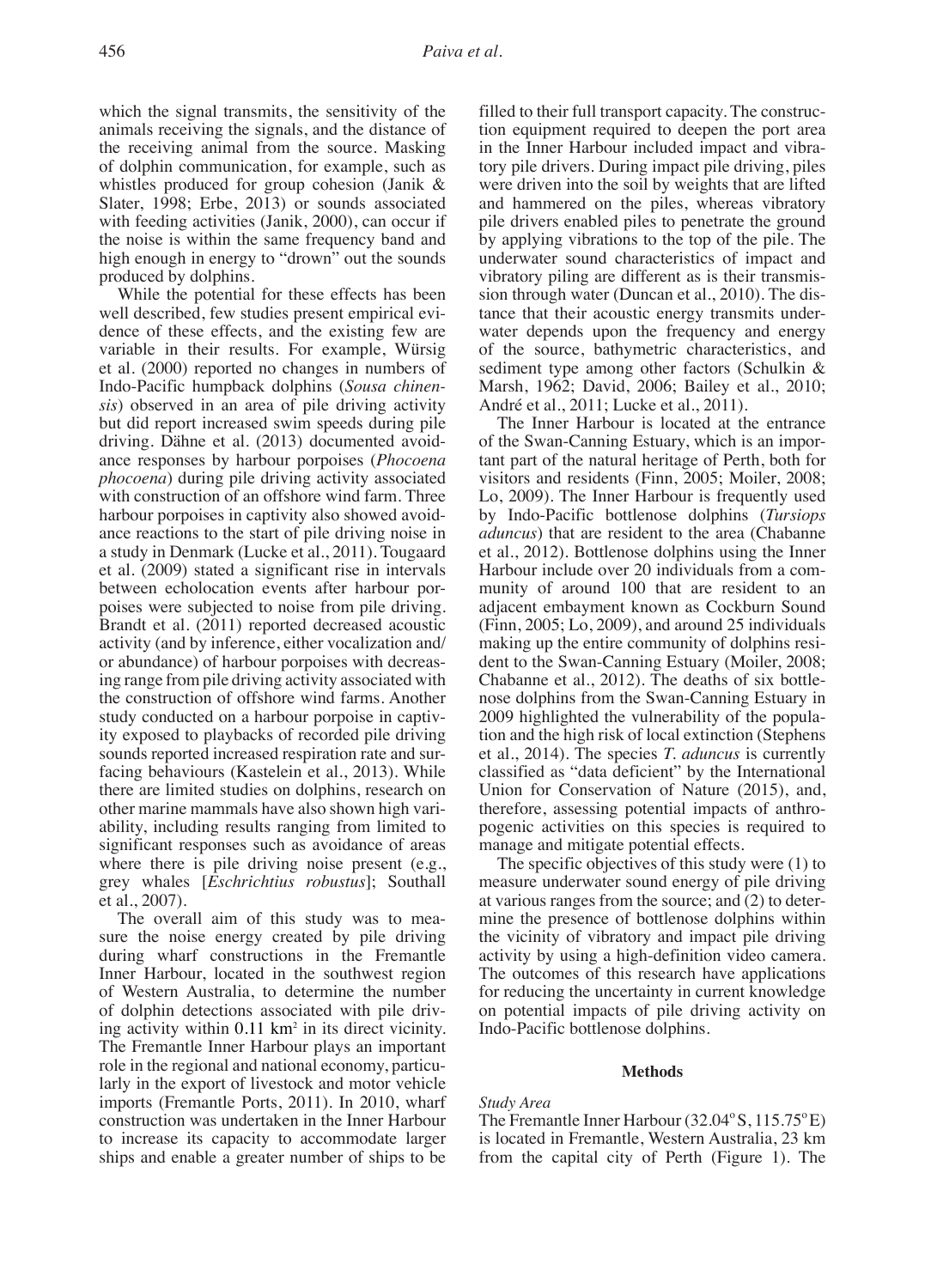which the signal transmits, the sensitivity of the animals receiving the signals, and the distance of the receiving animal from the source. Masking of dolphin communication, for example, such as whistles produced for group cohesion (Janik & Slater, 1998; Erbe, 2013) or sounds associated with feeding activities (Janik, 2000), can occur if the noise is within the same frequency band and high enough in energy to "drown" out the sounds produced by dolphins.

While the potential for these effects has been well described, few studies present empirical evidence of these effects, and the existing few are variable in their results. For example, Würsig et al. (2000) reported no changes in numbers of Indo-Pacific humpback dolphins (*Sousa chinensis*) observed in an area of pile driving activity but did report increased swim speeds during pile driving. Dähne et al. (2013) documented avoidance responses by harbour porpoises (*Phocoena phocoena*) during pile driving activity associated with construction of an offshore wind farm. Three harbour porpoises in captivity also showed avoidance reactions to the start of pile driving noise in a study in Denmark (Lucke et al., 2011). Tougaard et al. (2009) stated a significant rise in intervals between echolocation events after harbour porpoises were subjected to noise from pile driving. Brandt et al. (2011) reported decreased acoustic activity (and by inference, either vocalization and/or abundance) of harbour porpoises with decreasing range from pile driving activity associated with the construction of offshore wind farms. Another study conducted on a harbour porpoise in captivity exposed to playbacks of recorded pile driving sounds reported increased respiration rate and surfacing behaviours (Kastelein et al., 2013). While there are limited studies on dolphins, research on other marine mammals have also shown high variability, including results ranging from limited to significant responses such as avoidance of areas where there is pile driving noise present (e.g., grey whales [*Eschrichtius robustus*]; Southall et al., 2007).

The overall aim of this study was to measure the noise energy created by pile driving during wharf constructions in the Fremantle Inner Harbour, located in the southwest region of Western Australia, to determine the number of dolphin detections associated with pile driving activity within 0.11 km$^2$ in its direct vicinity. The Fremantle Inner Harbour plays an important role in the regional and national economy, particularly in the export of livestock and motor vehicle imports (Fremantle Ports, 2011). In 2010, wharf construction was undertaken in the Inner Harbour to increase its capacity to accommodate larger ships and enable a greater number of ships to be filled to their full transport capacity. The construction equipment required to deepen the port area in the Inner Harbour included impact and vibratory pile drivers. During impact pile driving, piles were driven into the soil by weights that are lifted and hammered on the piles, whereas vibratory pile drivers enabled piles to penetrate the ground by applying vibrations to the top of the pile. The underwater sound characteristics of impact and vibratory piling are different as is their transmission through water (Duncan et al., 2010). The distance that their acoustic energy transmits underwater depends upon the frequency and energy of the source, bathymetric characteristics, and sediment type among other factors (Schulkin & Marsh, 1962; David, 2006; Bailey et al., 2010; André et al., 2011; Lucke et al., 2011).

The Inner Harbour is located at the entrance of the Swan-Canning Estuary, which is an important part of the natural heritage of Perth, both for visitors and residents (Finn, 2005; Moiler, 2008; Lo, 2009). The Inner Harbour is frequently used by Indo-Pacific bottlenose dolphins (*Tursiops aduncus*) that are resident to the area (Chabanne et al., 2012). Bottlenose dolphins using the Inner Harbour include over 20 individuals from a community of around 100 that are resident to an adjacent embayment known as Cockburn Sound (Finn, 2005; Lo, 2009), and around 25 individuals making up the entire community of dolphins resident to the Swan-Canning Estuary (Moiler, 2008; Chabanne et al., 2012). The deaths of six bottlenose dolphins from the Swan-Canning Estuary in 2009 highlighted the vulnerability of the population and the high risk of local extinction (Stephens et al., 2014). The species *T. aduncus* is currently classified as "data deficient" by the International Union for Conservation of Nature (2015), and, therefore, assessing potential impacts of anthropogenic activities on this species is required to manage and mitigate potential effects.

The specific objectives of this study were (1) to measure underwater sound energy of pile driving at various ranges from the source; and (2) to determine the presence of bottlenose dolphins within the vicinity of vibratory and impact pile driving activity by using a high-definition video camera. The outcomes of this research have applications for reducing the uncertainty in current knowledge on potential impacts of pile driving activity on Indo-Pacific bottlenose dolphins.

## Methods

*Study Area*

The Fremantle Inner Harbour (32.04°S, 115.75°E) is located in Fremantle, Western Australia, 23 km from the capital city of Perth (Figure 1). The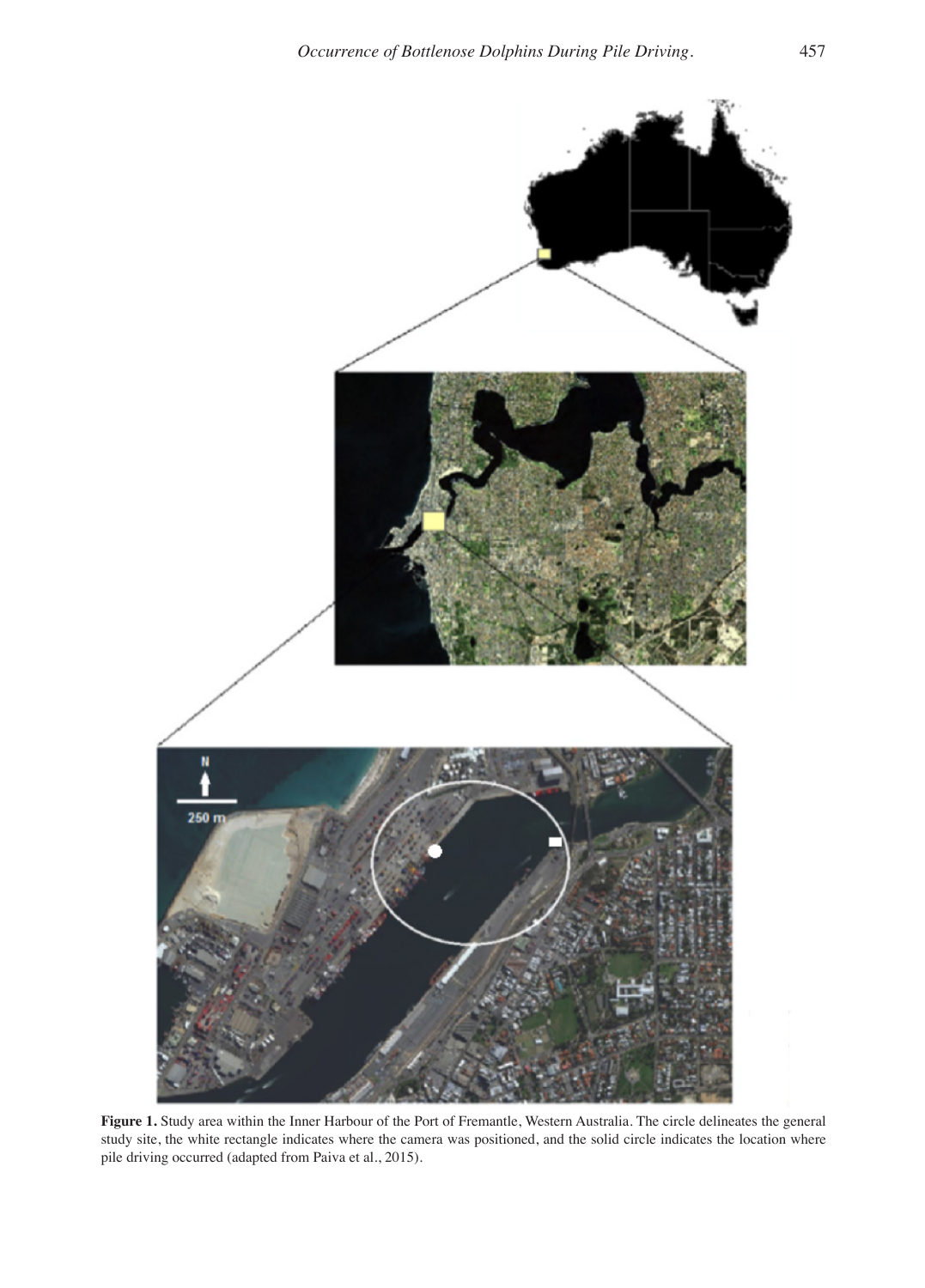**Figure 1.** Study area within the Inner Harbour of the Port of Fremantle, Western Australia. The circle delineates the general study site, the white rectangle indicates where the camera was positioned, and the solid circle indicates the location where pile driving occurred (adapted from Paiva et al., 2015).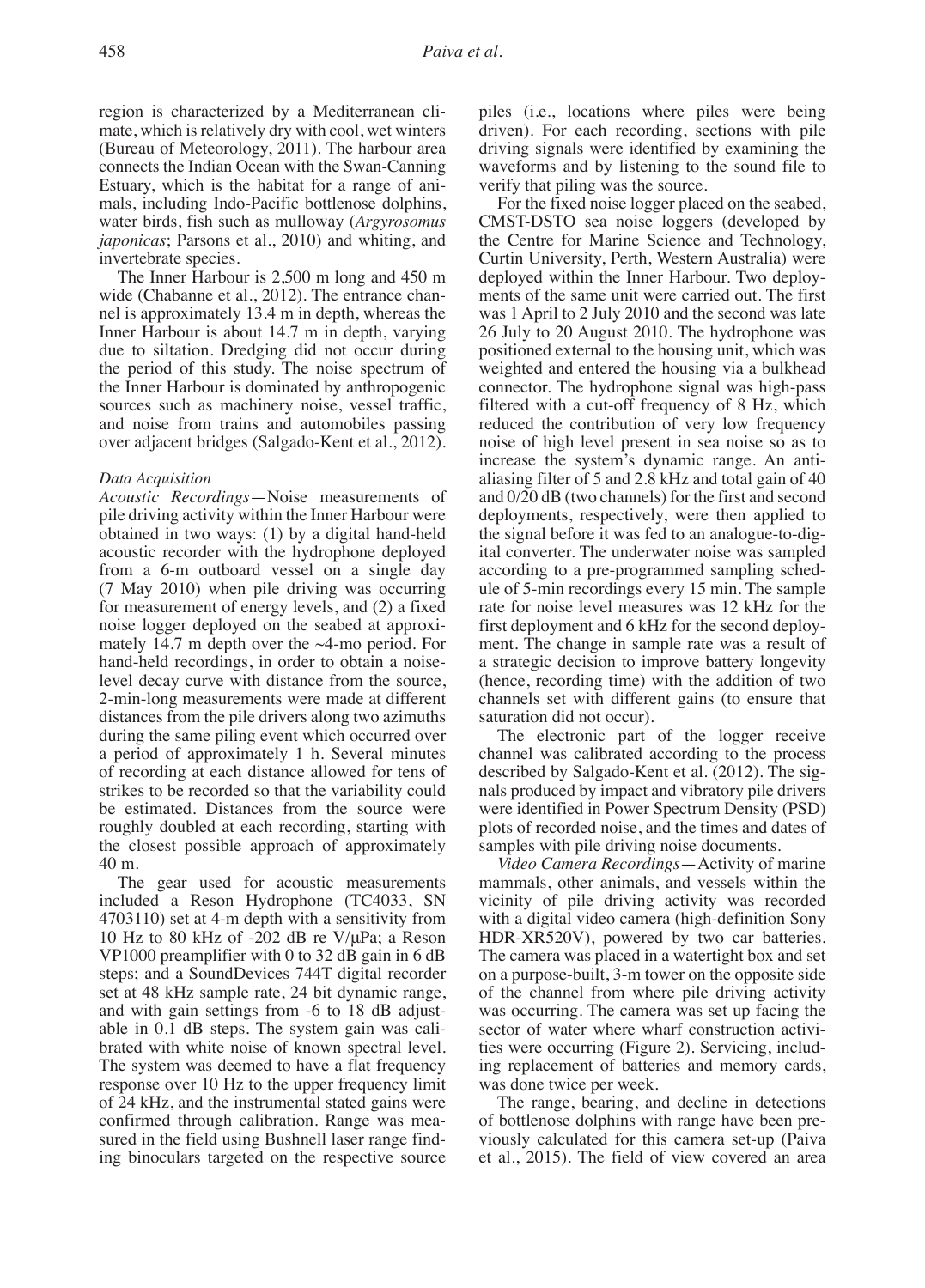region is characterized by a Mediterranean climate, which is relatively dry with cool, wet winters (Bureau of Meteorology, 2011). The harbour area connects the Indian Ocean with the Swan-Canning Estuary, which is the habitat for a range of animals, including Indo-Pacific bottlenose dolphins, water birds, fish such as mulloway (*Argyrosomus japonicas*; Parsons et al., 2010) and whiting, and invertebrate species.

The Inner Harbour is 2,500 m long and 450 m wide (Chabanne et al., 2012). The entrance channel is approximately 13.4 m in depth, whereas the Inner Harbour is about 14.7 m in depth, varying due to siltation. Dredging did not occur during the period of this study. The noise spectrum of the Inner Harbour is dominated by anthropogenic sources such as machinery noise, vessel traffic, and noise from trains and automobiles passing over adjacent bridges (Salgado-Kent et al., 2012).

*Data Acquisition*

*Acoustic Recordings*—Noise measurements of pile driving activity within the Inner Harbour were obtained in two ways: (1) by a digital hand-held acoustic recorder with the hydrophone deployed from a 6-m outboard vessel on a single day (7 May 2010) when pile driving was occurring for measurement of energy levels, and (2) a fixed noise logger deployed on the seabed at approximately 14.7 m depth over the ~4-mo period. For hand-held recordings, in order to obtain a noise-level decay curve with distance from the source, 2-min-long measurements were made at different distances from the pile drivers along two azimuths during the same piling event which occurred over a period of approximately 1 h. Several minutes of recording at each distance allowed for tens of strikes to be recorded so that the variability could be estimated. Distances from the source were roughly doubled at each recording, starting with the closest possible approach of approximately 40 m.

The gear used for acoustic measurements included a Reson Hydrophone (TC4033, SN 4703110) set at 4-m depth with a sensitivity from 10 Hz to 80 kHz of -202 dB re V/µPa; a Reson VP1000 preamplifier with 0 to 32 dB gain in 6 dB steps; and a SoundDevices 744T digital recorder set at 48 kHz sample rate, 24 bit dynamic range, and with gain settings from -6 to 18 dB adjustable in 0.1 dB steps. The system gain was calibrated with white noise of known spectral level. The system was deemed to have a flat frequency response over 10 Hz to the upper frequency limit of 24 kHz, and the instrumental stated gains were confirmed through calibration. Range was measured in the field using Bushnell laser range finding binoculars targeted on the respective source piles (i.e., locations where piles were being driven). For each recording, sections with pile driving signals were identified by examining the waveforms and by listening to the sound file to verify that piling was the source.

For the fixed noise logger placed on the seabed, CMST-DSTO sea noise loggers (developed by the Centre for Marine Science and Technology, Curtin University, Perth, Western Australia) were deployed within the Inner Harbour. Two deployments of the same unit were carried out. The first was 1 April to 2 July 2010 and the second was late 26 July to 20 August 2010. The hydrophone was positioned external to the housing unit, which was weighted and entered the housing via a bulkhead connector. The hydrophone signal was high-pass filtered with a cut-off frequency of 8 Hz, which reduced the contribution of very low frequency noise of high level present in sea noise so as to increase the system's dynamic range. An anti-aliasing filter of 5 and 2.8 kHz and total gain of 40 and 0/20 dB (two channels) for the first and second deployments, respectively, were then applied to the signal before it was fed to an analogue-to-digital converter. The underwater noise was sampled according to a pre-programmed sampling schedule of 5-min recordings every 15 min. The sample rate for noise level measures was 12 kHz for the first deployment and 6 kHz for the second deployment. The change in sample rate was a result of a strategic decision to improve battery longevity (hence, recording time) with the addition of two channels set with different gains (to ensure that saturation did not occur).

The electronic part of the logger receive channel was calibrated according to the process described by Salgado-Kent et al. (2012). The signals produced by impact and vibratory pile drivers were identified in Power Spectrum Density (PSD) plots of recorded noise, and the times and dates of samples with pile driving noise documents.

*Video Camera Recordings*—Activity of marine mammals, other animals, and vessels within the vicinity of pile driving activity was recorded with a digital video camera (high-definition Sony HDR-XR520V), powered by two car batteries. The camera was placed in a watertight box and set on a purpose-built, 3-m tower on the opposite side of the channel from where pile driving activity was occurring. The camera was set up facing the sector of water where wharf construction activities were occurring (Figure 2). Servicing, including replacement of batteries and memory cards, was done twice per week.

The range, bearing, and decline in detections of bottlenose dolphins with range have been previously calculated for this camera set-up (Paiva et al., 2015). The field of view covered an area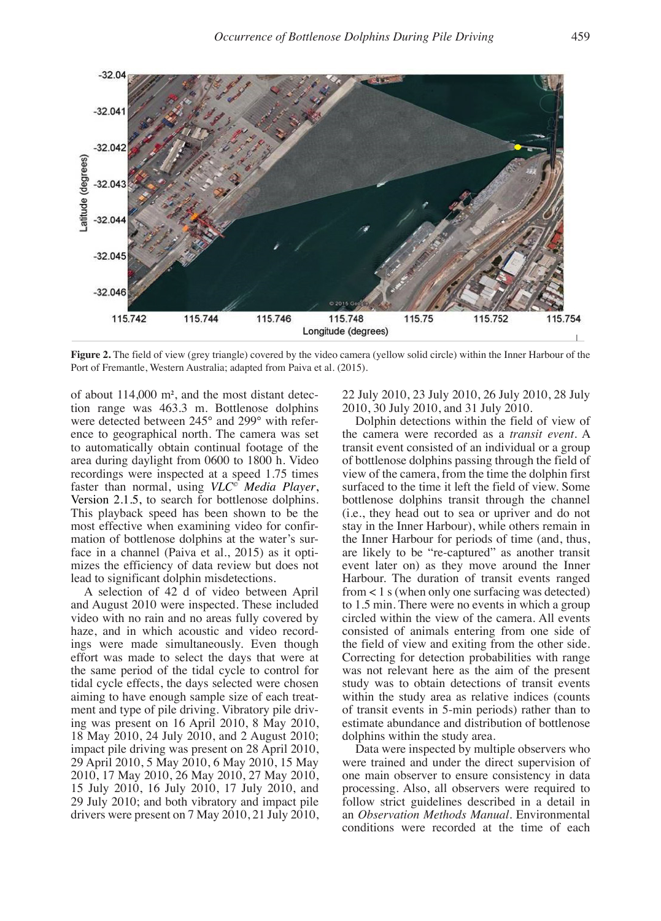**Figure 2.** The field of view (grey triangle) covered by the video camera (yellow solid circle) within the Inner Harbour of the Port of Fremantle, Western Australia; adapted from Paiva et al. (2015).

of about 114,000 m², and the most distant detection range was 463.3 m. Bottlenose dolphins were detected between 245° and 299° with reference to geographical north. The camera was set to automatically obtain continual footage of the area during daylight from 0600 to 1800 h. Video recordings were inspected at a speed 1.75 times faster than normal, using *VLC© Media Player*, Version 2.1.5, to search for bottlenose dolphins. This playback speed has been shown to be the most effective when examining video for confirmation of bottlenose dolphins at the water's surface in a channel (Paiva et al., 2015) as it optimizes the efficiency of data review but does not lead to significant dolphin misdetections.

A selection of 42 d of video between April and August 2010 were inspected. These included video with no rain and no areas fully covered by haze, and in which acoustic and video recordings were made simultaneously. Even though effort was made to select the days that were at the same period of the tidal cycle to control for tidal cycle effects, the days selected were chosen aiming to have enough sample size of each treatment and type of pile driving. Vibratory pile driving was present on 16 April 2010, 8 May 2010, 18 May 2010, 24 July 2010, and 2 August 2010; impact pile driving was present on 28 April 2010, 29 April 2010, 5 May 2010, 6 May 2010, 15 May 2010, 17 May 2010, 26 May 2010, 27 May 2010, 15 July 2010, 16 July 2010, 17 July 2010, and 29 July 2010; and both vibratory and impact pile drivers were present on 7 May 2010, 21 July 2010, 22 July 2010, 23 July 2010, 26 July 2010, 28 July 2010, 30 July 2010, and 31 July 2010.

Dolphin detections within the field of view of the camera were recorded as a *transit event*. A transit event consisted of an individual or a group of bottlenose dolphins passing through the field of view of the camera, from the time the dolphin first surfaced to the time it left the field of view. Some bottlenose dolphins transit through the channel (i.e., they head out to sea or upriver and do not stay in the Inner Harbour), while others remain in the Inner Harbour for periods of time (and, thus, are likely to be "re-captured" as another transit event later on) as they move around the Inner Harbour. The duration of transit events ranged from < 1 s (when only one surfacing was detected) to 1.5 min. There were no events in which a group circled within the view of the camera. All events consisted of animals entering from one side of the field of view and exiting from the other side. Correcting for detection probabilities with range was not relevant here as the aim of the present study was to obtain detections of transit events within the study area as relative indices (counts of transit events in 5-min periods) rather than to estimate abundance and distribution of bottlenose dolphins within the study area.

Data were inspected by multiple observers who were trained and under the direct supervision of one main observer to ensure consistency in data processing. Also, all observers were required to follow strict guidelines described in a detail in an *Observation Methods Manual*. Environmental conditions were recorded at the time of each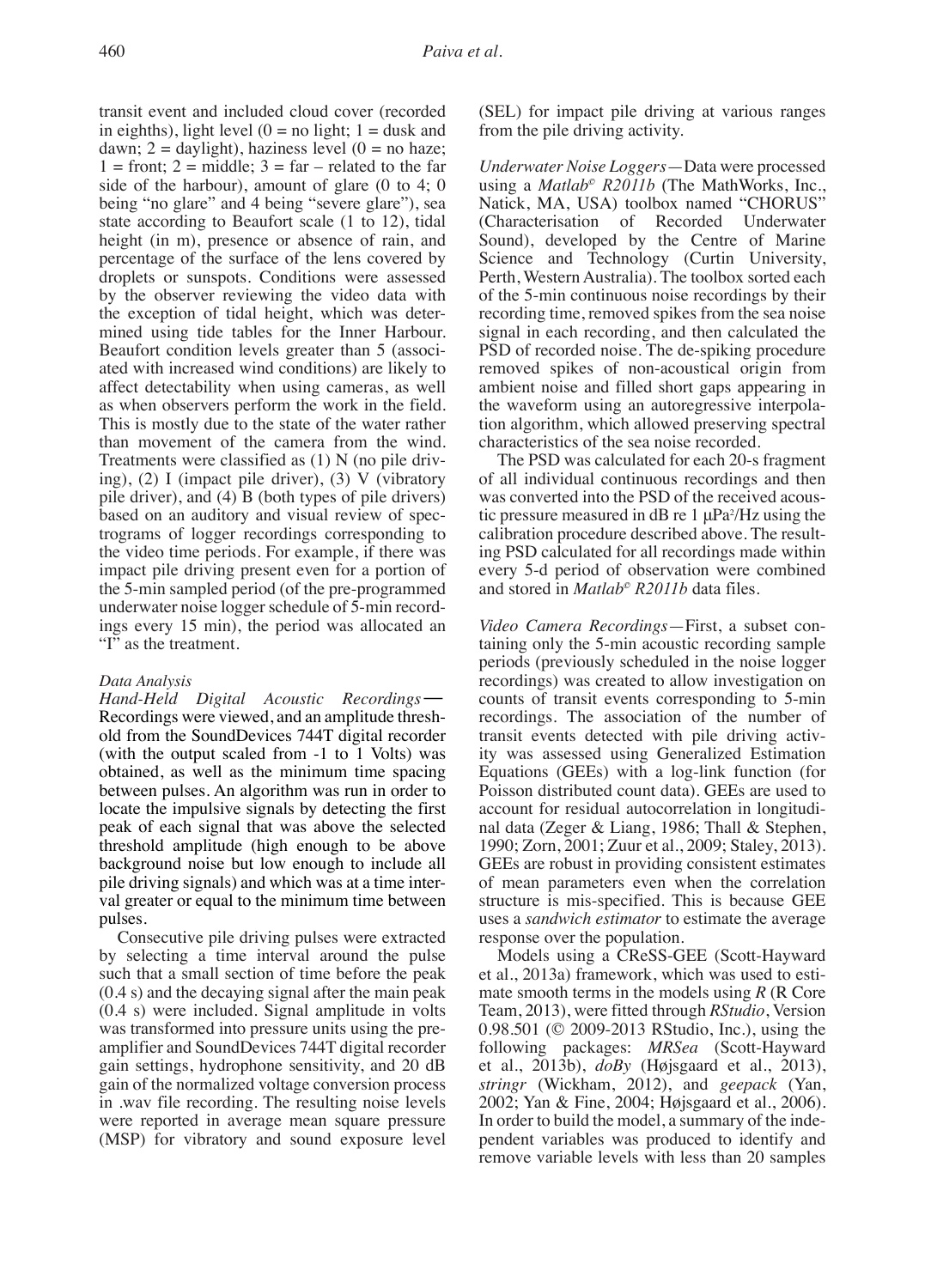transit event and included cloud cover (recorded in eighths), light level (0 = no light; 1 = dusk and dawn; 2 = daylight), haziness level (0 = no haze; 1 = front; 2 = middle; 3 = far – related to the far side of the harbour), amount of glare (0 to 4; 0 being "no glare" and 4 being "severe glare"), sea state according to Beaufort scale (1 to 12), tidal height (in m), presence or absence of rain, and percentage of the surface of the lens covered by droplets or sunspots. Conditions were assessed by the observer reviewing the video data with the exception of tidal height, which was determined using tide tables for the Inner Harbour. Beaufort condition levels greater than 5 (associated with increased wind conditions) are likely to affect detectability when using cameras, as well as when observers perform the work in the field. This is mostly due to the state of the water rather than movement of the camera from the wind. Treatments were classified as (1) N (no pile driving), (2) I (impact pile driver), (3) V (vibratory pile driver), and (4) B (both types of pile drivers) based on an auditory and visual review of spectrograms of logger recordings corresponding to the video time periods. For example, if there was impact pile driving present even for a portion of the 5-min sampled period (of the pre-programmed underwater noise logger schedule of 5-min recordings every 15 min), the period was allocated an "I" as the treatment.

### Data Analysis

*Hand-Held Digital Acoustic Recordings*—Recordings were viewed, and an amplitude threshold from the SoundDevices 744T digital recorder (with the output scaled from -1 to 1 Volts) was obtained, as well as the minimum time spacing between pulses. An algorithm was run in order to locate the impulsive signals by detecting the first peak of each signal that was above the selected threshold amplitude (high enough to be above background noise but low enough to include all pile driving signals) and which was at a time interval greater or equal to the minimum time between pulses.

Consecutive pile driving pulses were extracted by selecting a time interval around the pulse such that a small section of time before the peak (0.4 s) and the decaying signal after the main peak (0.4 s) were included. Signal amplitude in volts was transformed into pressure units using the preamplifier and SoundDevices 744T digital recorder gain settings, hydrophone sensitivity, and 20 dB gain of the normalized voltage conversion process in .wav file recording. The resulting noise levels were reported in average mean square pressure (MSP) for vibratory and sound exposure level (SEL) for impact pile driving at various ranges from the pile driving activity.

*Underwater Noise Loggers*—Data were processed using a *Matlab© R2011b* (The MathWorks, Inc., Natick, MA, USA) toolbox named "CHORUS" (Characterisation of Recorded Underwater Sound), developed by the Centre of Marine Science and Technology (Curtin University, Perth, Western Australia). The toolbox sorted each of the 5-min continuous noise recordings by their recording time, removed spikes from the sea noise signal in each recording, and then calculated the PSD of recorded noise. The de-spiking procedure removed spikes of non-acoustical origin from ambient noise and filled short gaps appearing in the waveform using an autoregressive interpolation algorithm, which allowed preserving spectral characteristics of the sea noise recorded.

The PSD was calculated for each 20-s fragment of all individual continuous recordings and then was converted into the PSD of the received acoustic pressure measured in dB re 1 $\mu Pa^2/Hz$ using the calibration procedure described above. The resulting PSD calculated for all recordings made within every 5-d period of observation were combined and stored in *Matlab© R2011b* data files.

*Video Camera Recordings*—First, a subset containing only the 5-min acoustic recording sample periods (previously scheduled in the noise logger recordings) was created to allow investigation on counts of transit events corresponding to 5-min recordings. The association of the number of transit events detected with pile driving activity was assessed using Generalized Estimation Equations (GEEs) with a log-link function (for Poisson distributed count data). GEEs are used to account for residual autocorrelation in longitudinal data (Zeger & Liang, 1986; Thall & Stephen, 1990; Zorn, 2001; Zuur et al., 2009; Staley, 2013). GEEs are robust in providing consistent estimates of mean parameters even when the correlation structure is mis-specified. This is because GEE uses a *sandwich estimator* to estimate the average response over the population.

Models using a CReSS-GEE (Scott-Hayward et al., 2013a) framework, which was used to estimate smooth terms in the models using *R* (R Core Team, 2013), were fitted through *RStudio*, Version 0.98.501 (© 2009-2013 RStudio, Inc.), using the following packages: *MRSea* (Scott-Hayward et al., 2013b), *doBy* (Højsgaard et al., 2013), *stringr* (Wickham, 2012), and *geepack* (Yan, 2002; Yan & Fine, 2004; Højsgaard et al., 2006). In order to build the model, a summary of the independent variables was produced to identify and remove variable levels with less than 20 samples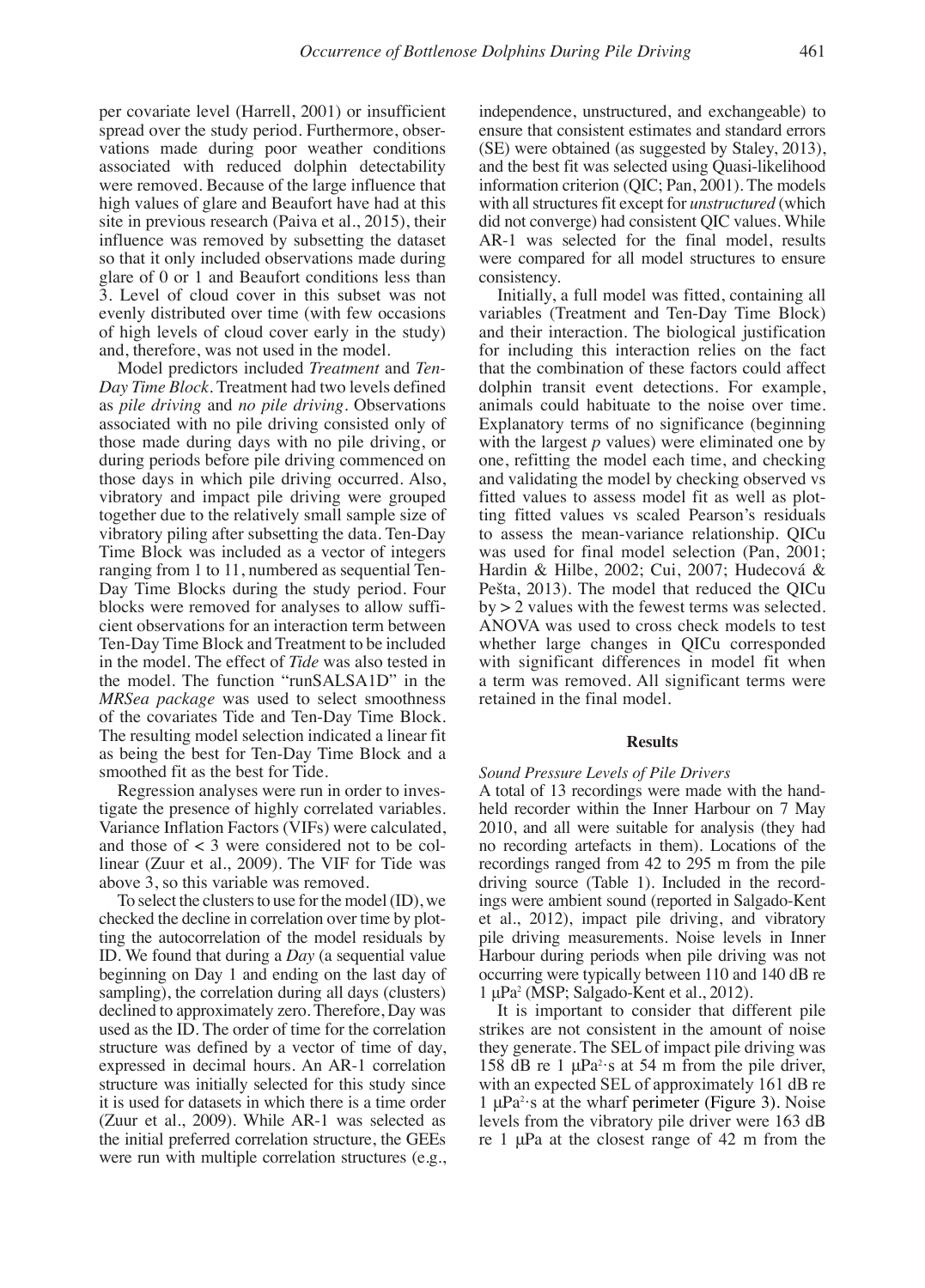per covariate level (Harrell, 2001) or insufficient spread over the study period. Furthermore, observations made during poor weather conditions associated with reduced dolphin detectability were removed. Because of the large influence that high values of glare and Beaufort have had at this site in previous research (Paiva et al., 2015), their influence was removed by subsetting the dataset so that it only included observations made during glare of 0 or 1 and Beaufort conditions less than 3. Level of cloud cover in this subset was not evenly distributed over time (with few occasions of high levels of cloud cover early in the study) and, therefore, was not used in the model.

Model predictors included *Treatment* and *Ten-Day Time Block*. Treatment had two levels defined as *pile driving* and *no pile driving*. Observations associated with no pile driving consisted only of those made during days with no pile driving, or during periods before pile driving commenced on those days in which pile driving occurred. Also, vibratory and impact pile driving were grouped together due to the relatively small sample size of vibratory piling after subsetting the data. Ten-Day Time Block was included as a vector of integers ranging from 1 to 11, numbered as sequential Ten-Day Time Blocks during the study period. Four blocks were removed for analyses to allow sufficient observations for an interaction term between Ten-Day Time Block and Treatment to be included in the model. The effect of *Tide* was also tested in the model. The function "runSALSA1D" in the *MRSea package* was used to select smoothness of the covariates Tide and Ten-Day Time Block. The resulting model selection indicated a linear fit as being the best for Ten-Day Time Block and a smoothed fit as the best for Tide.

Regression analyses were run in order to investigate the presence of highly correlated variables. Variance Inflation Factors (VIFs) were calculated, and those of < 3 were considered not to be collinear (Zuur et al., 2009). The VIF for Tide was above 3, so this variable was removed.

To select the clusters to use for the model (ID), we checked the decline in correlation over time by plotting the autocorrelation of the model residuals by ID. We found that during a *Day* (a sequential value beginning on Day 1 and ending on the last day of sampling), the correlation during all days (clusters) declined to approximately zero. Therefore, Day was used as the ID. The order of time for the correlation structure was defined by a vector of time of day, expressed in decimal hours. An AR-1 correlation structure was initially selected for this study since it is used for datasets in which there is a time order (Zuur et al., 2009). While AR-1 was selected as the initial preferred correlation structure, the GEEs were run with multiple correlation structures (e.g., independence, unstructured, and exchangeable) to ensure that consistent estimates and standard errors (SE) were obtained (as suggested by Staley, 2013), and the best fit was selected using Quasi-likelihood information criterion (QIC; Pan, 2001). The models with all structures fit except for *unstructured* (which did not converge) had consistent QIC values. While AR-1 was selected for the final model, results were compared for all model structures to ensure consistency.

Initially, a full model was fitted, containing all variables (Treatment and Ten-Day Time Block) and their interaction. The biological justification for including this interaction relies on the fact that the combination of these factors could affect dolphin transit event detections. For example, animals could habituate to the noise over time. Explanatory terms of no significance (beginning with the largest *p* values) were eliminated one by one, refitting the model each time, and checking and validating the model by checking observed vs fitted values to assess model fit as well as plotting fitted values vs scaled Pearson's residuals to assess the mean-variance relationship. QICu was used for final model selection (Pan, 2001; Hardin & Hilbe, 2002; Cui, 2007; Hudecová & Pešta, 2013). The model that reduced the QICu by > 2 values with the fewest terms was selected. ANOVA was used to cross check models to test whether large changes in QICu corresponded with significant differences in model fit when a term was removed. All significant terms were retained in the final model.

## Results

### *Sound Pressure Levels of Pile Drivers*

A total of 13 recordings were made with the handheld recorder within the Inner Harbour on 7 May 2010, and all were suitable for analysis (they had no recording artefacts in them). Locations of the recordings ranged from 42 to 295 m from the pile driving source (Table 1). Included in the recordings were ambient sound (reported in Salgado-Kent et al., 2012), impact pile driving, and vibratory pile driving measurements. Noise levels in Inner Harbour during periods when pile driving was not occurring were typically between 110 and 140 dB re 1 μPa$^2$ (MSP; Salgado-Kent et al., 2012).

It is important to consider that different pile strikes are not consistent in the amount of noise they generate. The SEL of impact pile driving was 158 dB re 1 μPa$^2$·s at 54 m from the pile driver, with an expected SEL of approximately 161 dB re 1 μPa$^2$·s at the wharf perimeter (Figure 3). Noise levels from the vibratory pile driver were 163 dB re 1 μPa at the closest range of 42 m from the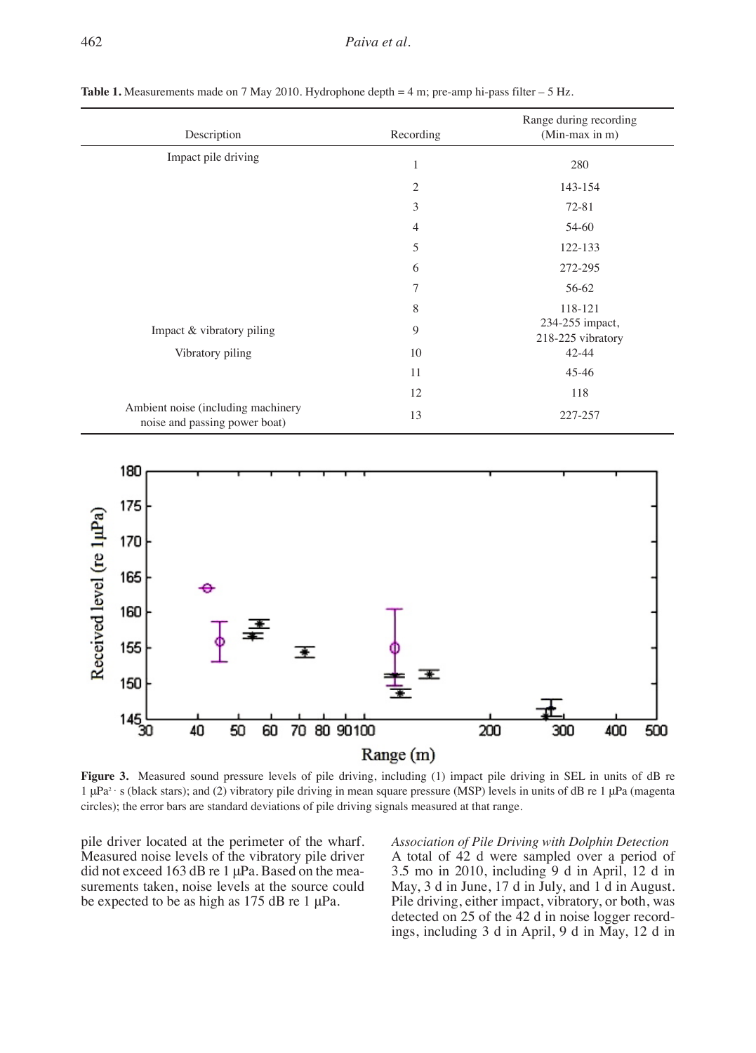**Table 1.** Measurements made on 7 May 2010. Hydrophone depth = 4 m; pre-amp hi-pass filter – 5 Hz.

| Description | Recording | Range during recording (Min-max in m) |
|---|---|---|
| Impact pile driving | 1 | 280 |
| | 2 | 143-154 |
| | 3 | 72-81 |
| | 4 | 54-60 |
| | 5 | 122-133 |
| | 6 | 272-295 |
| | 7 | 56-62 |
| | 8 | 118-121 |
| Impact & vibratory piling | 9 | 234-255 impact, 218-225 vibratory |
| Vibratory piling | 10 | 42-44 |
| | 11 | 45-46 |
| | 12 | 118 |
| Ambient noise (including machinery noise and passing power boat) | 13 | 227-257 |

**Figure 3.** Measured sound pressure levels of pile driving, including (1) impact pile driving in SEL in units of dB re 1 µPa$^2$ · s (black stars); and (2) vibratory pile driving in mean square pressure (MSP) levels in units of dB re 1 µPa (magenta circles); the error bars are standard deviations of pile driving signals measured at that range.

pile driver located at the perimeter of the wharf. Measured noise levels of the vibratory pile driver did not exceed 163 dB re 1 µPa. Based on the measurements taken, noise levels at the source could be expected to be as high as 175 dB re 1 µPa.

*Association of Pile Driving with Dolphin Detection*
A total of 42 d were sampled over a period of 3.5 mo in 2010, including 9 d in April, 12 d in May, 3 d in June, 17 d in July, and 1 d in August. Pile driving, either impact, vibratory, or both, was detected on 25 of the 42 d in noise logger recordings, including 3 d in April, 9 d in May, 12 d in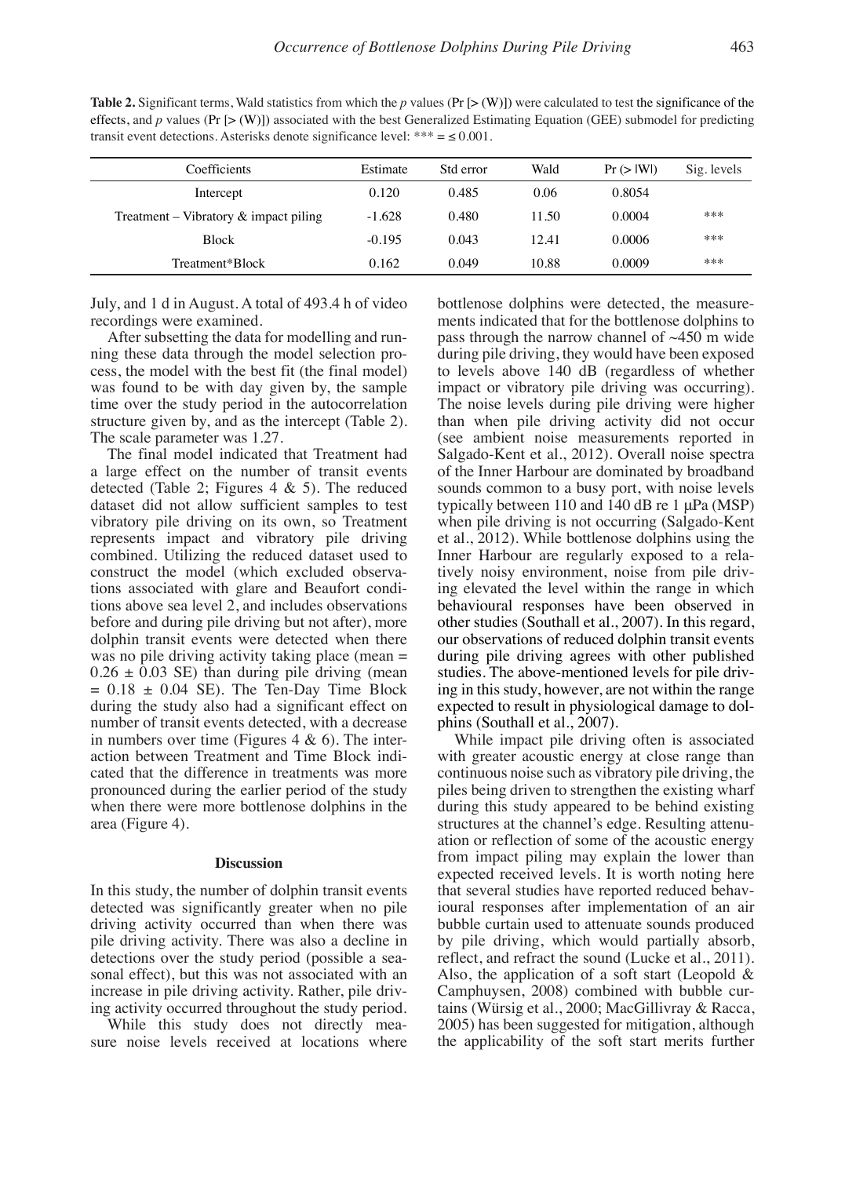**Table 2.** Significant terms, Wald statistics from which the *p* values (Pr [> (W)]) were calculated to test the significance of the effects, and *p* values (Pr [> (W)]) associated with the best Generalized Estimating Equation (GEE) submodel for predicting transit event detections. Asterisks denote significance level: *** = ≤ 0.001.

| Coefficients | Estimate | Std error | Wald | Pr (> \|W\|) | Sig. levels |
|---|---|---|---|---|---|
| Intercept | 0.120 | 0.485 | 0.06 | 0.8054 | |
| Treatment – Vibratory & impact piling | -1.628 | 0.480 | 11.50 | 0.0004 | *** |
| Block | -0.195 | 0.043 | 12.41 | 0.0006 | *** |
| Treatment*Block | 0.162 | 0.049 | 10.88 | 0.0009 | *** |

July, and 1 d in August. A total of 493.4 h of video recordings were examined.

After subsetting the data for modelling and running these data through the model selection process, the model with the best fit (the final model) was found to be with day given by, the sample time over the study period in the autocorrelation structure given by, and as the intercept (Table 2). The scale parameter was 1.27.

The final model indicated that Treatment had a large effect on the number of transit events detected (Table 2; Figures 4 & 5). The reduced dataset did not allow sufficient samples to test vibratory pile driving on its own, so Treatment represents impact and vibratory pile driving combined. Utilizing the reduced dataset used to construct the model (which excluded observations associated with glare and Beaufort conditions above sea level 2, and includes observations before and during pile driving but not after), more dolphin transit events were detected when there was no pile driving activity taking place (mean = 0.26 ± 0.03 SE) than during pile driving (mean = 0.18 ± 0.04 SE). The Ten-Day Time Block during the study also had a significant effect on number of transit events detected, with a decrease in numbers over time (Figures 4 & 6). The interaction between Treatment and Time Block indicated that the difference in treatments was more pronounced during the earlier period of the study when there were more bottlenose dolphins in the area (Figure 4).

## Discussion

In this study, the number of dolphin transit events detected was significantly greater when no pile driving activity occurred than when there was pile driving activity. There was also a decline in detections over the study period (possible a seasonal effect), but this was not associated with an increase in pile driving activity. Rather, pile driving activity occurred throughout the study period.

While this study does not directly measure noise levels received at locations where bottlenose dolphins were detected, the measurements indicated that for the bottlenose dolphins to pass through the narrow channel of ~450 m wide during pile driving, they would have been exposed to levels above 140 dB (regardless of whether impact or vibratory pile driving was occurring). The noise levels during pile driving were higher than when pile driving activity did not occur (see ambient noise measurements reported in Salgado-Kent et al., 2012). Overall noise spectra of the Inner Harbour are dominated by broadband sounds common to a busy port, with noise levels typically between 110 and 140 dB re 1 μPa (MSP) when pile driving is not occurring (Salgado-Kent et al., 2012). While bottlenose dolphins using the Inner Harbour are regularly exposed to a relatively noisy environment, noise from pile driving elevated the level within the range in which behavioural responses have been observed in other studies (Southall et al., 2007). In this regard, our observations of reduced dolphin transit events during pile driving agrees with other published studies. The above-mentioned levels for pile driving in this study, however, are not within the range expected to result in physiological damage to dolphins (Southall et al., 2007).

While impact pile driving often is associated with greater acoustic energy at close range than continuous noise such as vibratory pile driving, the piles being driven to strengthen the existing wharf during this study appeared to be behind existing structures at the channel's edge. Resulting attenuation or reflection of some of the acoustic energy from impact piling may explain the lower than expected received levels. It is worth noting here that several studies have reported reduced behavioural responses after implementation of an air bubble curtain used to attenuate sounds produced by pile driving, which would partially absorb, reflect, and refract the sound (Lucke et al., 2011). Also, the application of a soft start (Leopold & Camphuysen, 2008) combined with bubble curtains (Würsig et al., 2000; MacGillivray & Racca, 2005) has been suggested for mitigation, although the applicability of the soft start merits further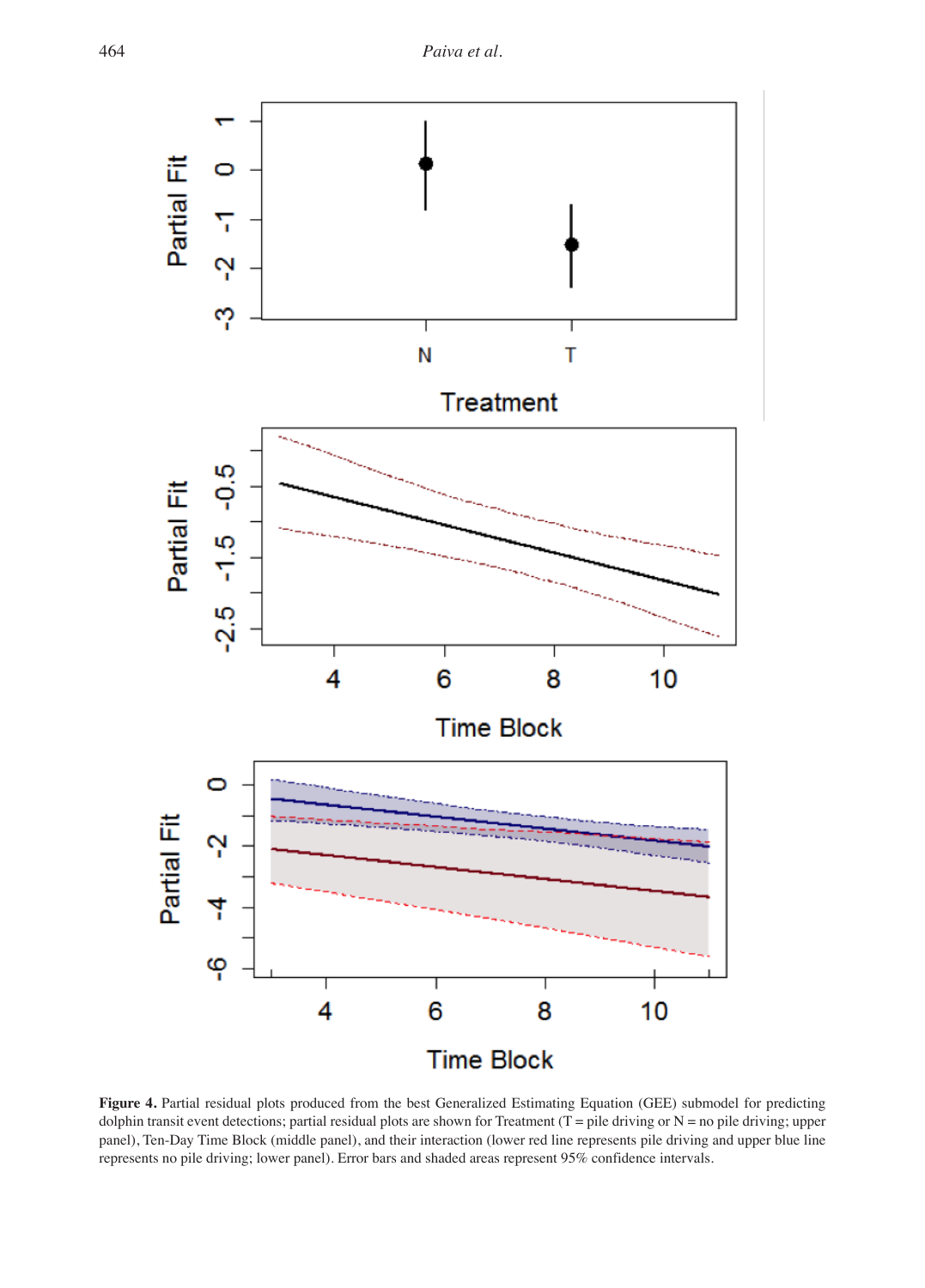**Figure 4.** Partial residual plots produced from the best Generalized Estimating Equation (GEE) submodel for predicting dolphin transit event detections; partial residual plots are shown for Treatment (T = pile driving or N = no pile driving; upper panel), Ten-Day Time Block (middle panel), and their interaction (lower red line represents pile driving and upper blue line represents no pile driving; lower panel). Error bars and shaded areas represent 95% confidence intervals.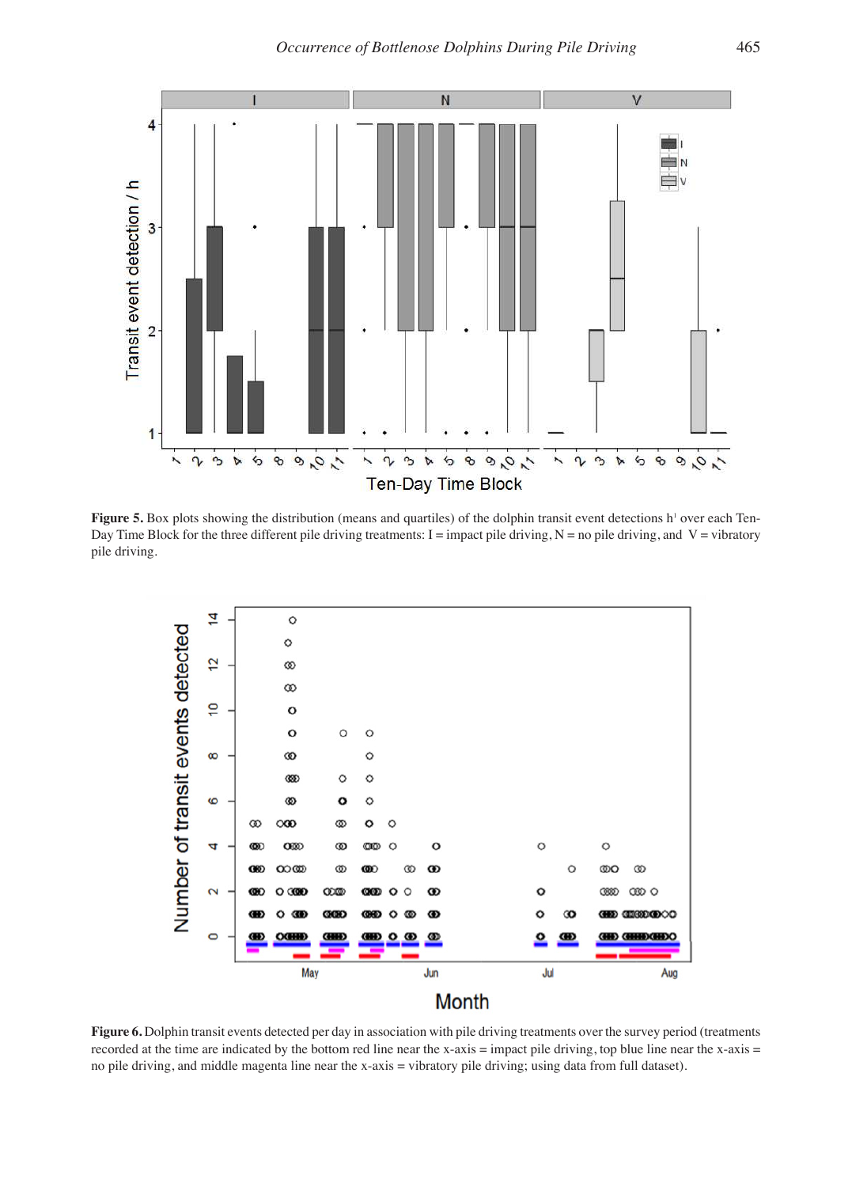Figure 5. Box plots showing the distribution (means and quartiles) of the dolphin transit event detections h[1] over each Ten-Day Time Block for the three different pile driving treatments: I = impact pile driving, N = no pile driving, and V = vibratory pile driving.

Figure 6. Dolphin transit events detected per day in association with pile driving treatments over the survey period (treatments recorded at the time are indicated by the bottom red line near the x-axis = impact pile driving, top blue line near the x-axis = no pile driving, and middle magenta line near the x-axis = vibratory pile driving; using data from full dataset).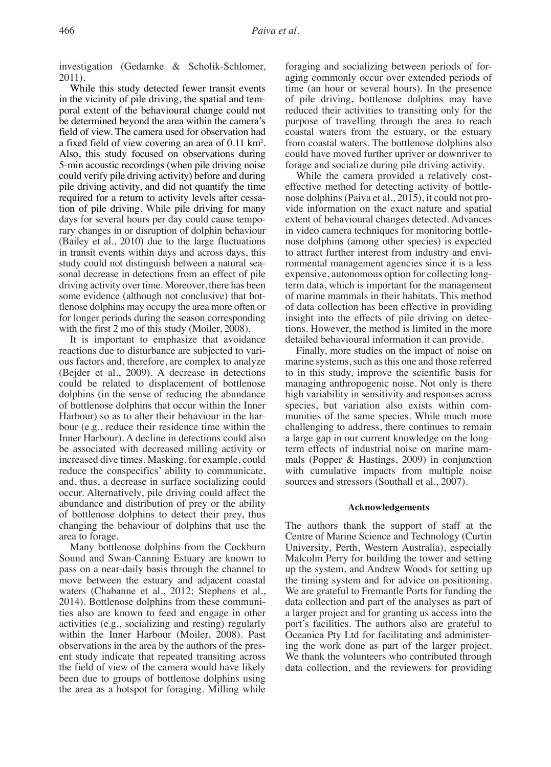investigation (Gedamke & Scholik-Schlomer, 2011).

While this study detected fewer transit events in the vicinity of pile driving, the spatial and temporal extent of the behavioural change could not be determined beyond the area within the camera's field of view. The camera used for observation had a fixed field of view covering an area of 0.11 km$^2$. Also, this study focused on observations during 5-min acoustic recordings (when pile driving noise could verify pile driving activity) before and during pile driving activity, and did not quantify the time required for a return to activity levels after cessation of pile driving. While pile driving for many days for several hours per day could cause temporary changes in or disruption of dolphin behaviour (Bailey et al., 2010) due to the large fluctuations in transit events within days and across days, this study could not distinguish between a natural seasonal decrease in detections from an effect of pile driving activity over time. Moreover, there has been some evidence (although not conclusive) that bottlenose dolphins may occupy the area more often or for longer periods during the season corresponding with the first 2 mo of this study (Moiler, 2008).

It is important to emphasize that avoidance reactions due to disturbance are subjected to various factors and, therefore, are complex to analyze (Bejder et al., 2009). A decrease in detections could be related to displacement of bottlenose dolphins (in the sense of reducing the abundance of bottlenose dolphins that occur within the Inner Harbour) so as to alter their behaviour in the harbour (e.g., reduce their residence time within the Inner Harbour). A decline in detections could also be associated with decreased milling activity or increased dive times. Masking, for example, could reduce the conspecifics' ability to communicate, and, thus, a decrease in surface socializing could occur. Alternatively, pile driving could affect the abundance and distribution of prey or the ability of bottlenose dolphins to detect their prey, thus changing the behaviour of dolphins that use the area to forage.

Many bottlenose dolphins from the Cockburn Sound and Swan-Canning Estuary are known to pass on a near-daily basis through the channel to move between the estuary and adjacent coastal waters (Chabanne et al., 2012; Stephens et al., 2014). Bottlenose dolphins from these communities also are known to feed and engage in other activities (e.g., socializing and resting) regularly within the Inner Harbour (Moiler, 2008). Past observations in the area by the authors of the present study indicate that repeated transiting across the field of view of the camera would have likely been due to groups of bottlenose dolphins using the area as a hotspot for foraging. Milling while foraging and socializing between periods of foraging commonly occur over extended periods of time (an hour or several hours). In the presence of pile driving, bottlenose dolphins may have reduced their activities to transiting only for the purpose of travelling through the area to reach coastal waters from the estuary, or the estuary from coastal waters. The bottlenose dolphins also could have moved further upriver or downriver to forage and socialize during pile driving activity.

While the camera provided a relatively cost-effective method for detecting activity of bottlenose dolphins (Paiva et al., 2015), it could not provide information on the exact nature and spatial extent of behavioural changes detected. Advances in video camera techniques for monitoring bottlenose dolphins (among other species) is expected to attract further interest from industry and environmental management agencies since it is a less expensive, autonomous option for collecting long-term data, which is important for the management of marine mammals in their habitats. This method of data collection has been effective in providing insight into the effects of pile driving on detections. However, the method is limited in the more detailed behavioural information it can provide.

Finally, more studies on the impact of noise on marine systems, such as this one and those referred to in this study, improve the scientific basis for managing anthropogenic noise. Not only is there high variability in sensitivity and responses across species, but variation also exists within communities of the same species. While much more challenging to address, there continues to remain a large gap in our current knowledge on the long-term effects of industrial noise on marine mammals (Popper & Hastings, 2009) in conjunction with cumulative impacts from multiple noise sources and stressors (Southall et al., 2007).

## Acknowledgements

The authors thank the support of staff at the Centre of Marine Science and Technology (Curtin University, Perth, Western Australia), especially Malcolm Perry for building the tower and setting up the system, and Andrew Woods for setting up the timing system and for advice on positioning. We are grateful to Fremantle Ports for funding the data collection and part of the analyses as part of a larger project and for granting us access into the port's facilities. The authors also are grateful to Oceanica Pty Ltd for facilitating and administering the work done as part of the larger project. We thank the volunteers who contributed through data collection, and the reviewers for providing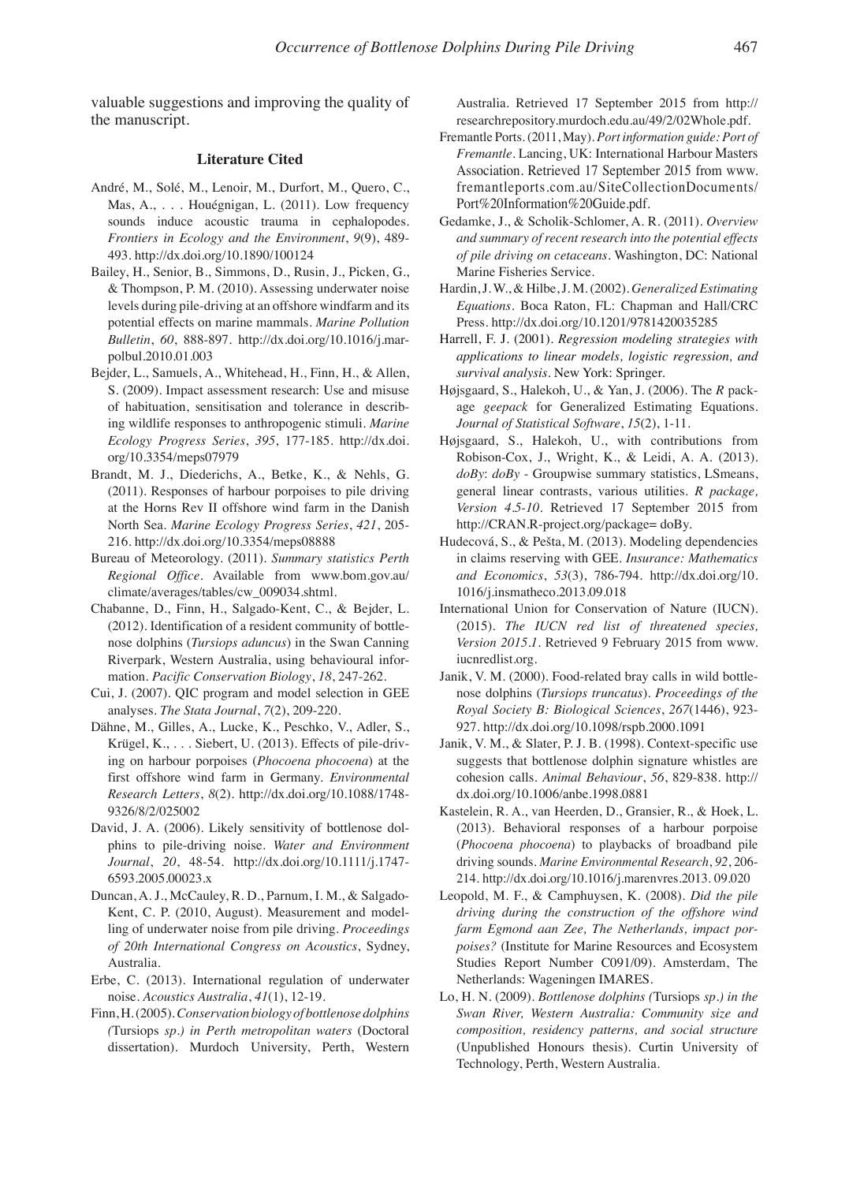valuable suggestions and improving the quality of the manuscript.

### Literature Cited

André, M., Solé, M., Lenoir, M., Durfort, M., Quero, C., Mas, A., . . . Houégnigan, L. (2011). Low frequency sounds induce acoustic trauma in cephalopodes. *Frontiers in Ecology and the Environment*, *9*(9), 489-493. http://dx.doi.org/10.1890/100124

Bailey, H., Senior, B., Simmons, D., Rusin, J., Picken, G., & Thompson, P. M. (2010). Assessing underwater noise levels during pile-driving at an offshore windfarm and its potential effects on marine mammals. *Marine Pollution Bulletin*, *60*, 888-897. http://dx.doi.org/10.1016/j.marpolbul.2010.01.003

Bejder, L., Samuels, A., Whitehead, H., Finn, H., & Allen, S. (2009). Impact assessment research: Use and misuse of habituation, sensitisation and tolerance in describing wildlife responses to anthropogenic stimuli. *Marine Ecology Progress Series*, *395*, 177-185. http://dx.doi.org/10.3354/meps07979

Brandt, M. J., Diederichs, A., Betke, K., & Nehls, G. (2011). Responses of harbour porpoises to pile driving at the Horns Rev II offshore wind farm in the Danish North Sea. *Marine Ecology Progress Series*, *421*, 205-216. http://dx.doi.org/10.3354/meps08888

Bureau of Meteorology. (2011). *Summary statistics Perth Regional Office*. Available from www.bom.gov.au/climate/averages/tables/cw_009034.shtml.

Chabanne, D., Finn, H., Salgado-Kent, C., & Bejder, L. (2012). Identification of a resident community of bottlenose dolphins (*Tursiops aduncus*) in the Swan Canning Riverpark, Western Australia, using behavioural information. *Pacific Conservation Biology*, *18*, 247-262.

Cui, J. (2007). QIC program and model selection in GEE analyses. *The Stata Journal*, *7*(2), 209-220.

Dähne, M., Gilles, A., Lucke, K., Peschko, V., Adler, S., Krügel, K., . . . Siebert, U. (2013). Effects of pile-driving on harbour porpoises (*Phocoena phocoena*) at the first offshore wind farm in Germany. *Environmental Research Letters*, *8*(2). http://dx.doi.org/10.1088/1748-9326/8/2/025002

David, J. A. (2006). Likely sensitivity of bottlenose dolphins to pile-driving noise. *Water and Environment Journal*, *20*, 48-54. http://dx.doi.org/10.1111/j.1747-6593.2005.00023.x

Duncan, A. J., McCauley, R. D., Parnum, I. M., & Salgado-Kent, C. P. (2010, August). Measurement and modelling of underwater noise from pile driving. *Proceedings of 20th International Congress on Acoustics*, Sydney, Australia.

Erbe, C. (2013). International regulation of underwater noise. *Acoustics Australia*, *41*(1), 12-19.

Finn, H. (2005). *Conservation biology of bottlenose dolphins (*Tursiops *sp.) in Perth metropolitan waters* (Doctoral dissertation). Murdoch University, Perth, Western Australia. Retrieved 17 September 2015 from http://researchrepository.murdoch.edu.au/49/2/02Whole.pdf.

Fremantle Ports. (2011, May). *Port information guide: Port of Fremantle*. Lancing, UK: International Harbour Masters Association. Retrieved 17 September 2015 from www.fremantleports.com.au/SiteCollectionDocuments/Port%20Information%20Guide.pdf.

Gedamke, J., & Scholik-Schlomer, A. R. (2011). *Overview and summary of recent research into the potential effects of pile driving on cetaceans*. Washington, DC: National Marine Fisheries Service.

Hardin, J. W., & Hilbe, J. M. (2002). *Generalized Estimating Equations*. Boca Raton, FL: Chapman and Hall/CRC Press. http://dx.doi.org/10.1201/9781420035285

Harrell, F. J. (2001). *Regression modeling strategies with applications to linear models, logistic regression, and survival analysis*. New York: Springer.

Højsgaard, S., Halekoh, U., & Yan, J. (2006). The *R* package *geepack* for Generalized Estimating Equations. *Journal of Statistical Software*, *15*(2), 1-11.

Højsgaard, S., Halekoh, U., with contributions from Robison-Cox, J., Wright, K., & Leidi, A. A. (2013). *doBy*: *doBy* - Groupwise summary statistics, LSmeans, general linear contrasts, various utilities. *R package, Version 4.5-10*. Retrieved 17 September 2015 from http://CRAN.R-project.org/package= doBy.

Hudecová, S., & Pešta, M. (2013). Modeling dependencies in claims reserving with GEE. *Insurance: Mathematics and Economics*, *53*(3), 786-794. http://dx.doi.org/10.1016/j.insmatheco.2013.09.018

International Union for Conservation of Nature (IUCN). (2015). *The IUCN red list of threatened species, Version 2015.1*. Retrieved 9 February 2015 from www.iucnredlist.org.

Janik, V. M. (2000). Food-related bray calls in wild bottlenose dolphins (*Tursiops truncatus*). *Proceedings of the Royal Society B: Biological Sciences*, *267*(1446), 923-927. http://dx.doi.org/10.1098/rspb.2000.1091

Janik, V. M., & Slater, P. J. B. (1998). Context-specific use suggests that bottlenose dolphin signature whistles are cohesion calls. *Animal Behaviour*, *56*, 829-838. http://dx.doi.org/10.1006/anbe.1998.0881

Kastelein, R. A., van Heerden, D., Gransier, R., & Hoek, L. (2013). Behavioral responses of a harbour porpoise (*Phocoena phocoena*) to playbacks of broadband pile driving sounds. *Marine Environmental Research*, *92*, 206-214. http://dx.doi.org/10.1016/j.marenvres.2013. 09.020

Leopold, M. F., & Camphuysen, K. (2008). *Did the pile driving during the construction of the offshore wind farm Egmond aan Zee, The Netherlands, impact porpoises?* (Institute for Marine Resources and Ecosystem Studies Report Number C091/09). Amsterdam, The Netherlands: Wageningen IMARES.

Lo, H. N. (2009). *Bottlenose dolphins (*Tursiops *sp.) in the Swan River, Western Australia: Community size and composition, residency patterns, and social structure* (Unpublished Honours thesis). Curtin University of Technology, Perth, Western Australia.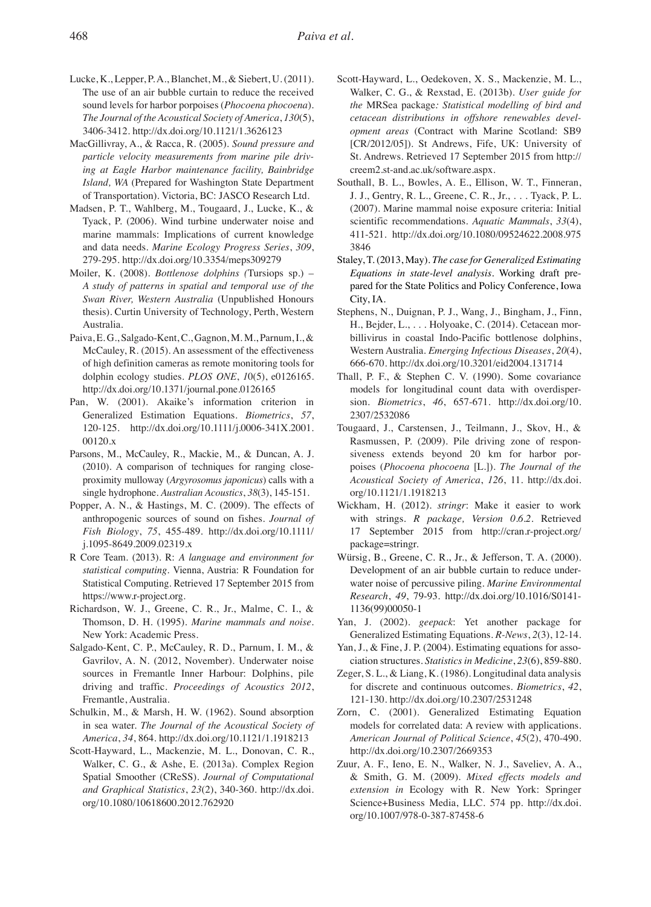Lucke, K., Lepper, P. A., Blanchet, M., & Siebert, U. (2011). The use of an air bubble curtain to reduce the received sound levels for harbor porpoises (*Phocoena phocoena*). *The Journal of the Acoustical Society of America*, *130*(5), 3406-3412. http://dx.doi.org/10.1121/1.3626123

MacGillivray, A., & Racca, R. (2005). *Sound pressure and particle velocity measurements from marine pile driving at Eagle Harbor maintenance facility, Bainbridge Island, WA* (Prepared for Washington State Department of Transportation). Victoria, BC: JASCO Research Ltd.

Madsen, P. T., Wahlberg, M., Tougaard, J., Lucke, K., & Tyack, P. (2006). Wind turbine underwater noise and marine mammals: Implications of current knowledge and data needs. *Marine Ecology Progress Series*, *309*, 279-295. http://dx.doi.org/10.3354/meps309279

Moiler, K. (2008). *Bottlenose dolphins (*Tursiops sp.*) – A study of patterns in spatial and temporal use of the Swan River, Western Australia* (Unpublished Honours thesis). Curtin University of Technology, Perth, Western Australia.

Paiva, E. G., Salgado-Kent, C., Gagnon, M. M., Parnum, I., & McCauley, R. (2015). An assessment of the effectiveness of high definition cameras as remote monitoring tools for dolphin ecology studies. *PLOS ONE*, *10*(5), e0126165. http://dx.doi.org/10.1371/journal.pone.0126165

Pan, W. (2001). Akaike's information criterion in Generalized Estimation Equations. *Biometrics*, *57*, 120-125. http://dx.doi.org/10.1111/j.0006-341X.2001.00120.x

Parsons, M., McCauley, R., Mackie, M., & Duncan, A. J. (2010). A comparison of techniques for ranging close-proximity mulloway (*Argyrosomus japonicus*) calls with a single hydrophone. *Australian Acoustics*, *38*(3), 145-151.

Popper, A. N., & Hastings, M. C. (2009). The effects of anthropogenic sources of sound on fishes. *Journal of Fish Biology*, *75*, 455-489. http://dx.doi.org/10.1111/j.1095-8649.2009.02319.x

R Core Team. (2013). R: *A language and environment for statistical computing*. Vienna, Austria: R Foundation for Statistical Computing. Retrieved 17 September 2015 from https://www.r-project.org.

Richardson, W. J., Greene, C. R., Jr., Malme, C. I., & Thomson, D. H. (1995). *Marine mammals and noise*. New York: Academic Press.

Salgado-Kent, C. P., McCauley, R. D., Parnum, I. M., & Gavrilov, A. N. (2012, November). Underwater noise sources in Fremantle Inner Harbour: Dolphins, pile driving and traffic. *Proceedings of Acoustics 2012*, Fremantle, Australia.

Schulkin, M., & Marsh, H. W. (1962). Sound absorption in sea water. *The Journal of the Acoustical Society of America*, *34*, 864. http://dx.doi.org/10.1121/1.1918213

Scott-Hayward, L., Mackenzie, M. L., Donovan, C. R., Walker, C. G., & Ashe, E. (2013a). Complex Region Spatial Smoother (CReSS). *Journal of Computational and Graphical Statistics*, *23*(2), 340-360. http://dx.doi.org/10.1080/10618600.2012.762920

Scott-Hayward, L., Oedekoven, X. S., Mackenzie, M. L., Walker, C. G., & Rexstad, E. (2013b). *User guide for the* MRSea package*: Statistical modelling of bird and cetacean distributions in offshore renewables development areas* (Contract with Marine Scotland: SB9 [CR/2012/05]). St Andrews, Fife, UK: University of St. Andrews. Retrieved 17 September 2015 from http://creem2.st-and.ac.uk/software.aspx.

Southall, B. L., Bowles, A. E., Ellison, W. T., Finneran, J. J., Gentry, R. L., Greene, C. R., Jr., . . . Tyack, P. L. (2007). Marine mammal noise exposure criteria: Initial scientific recommendations. *Aquatic Mammals*, *33*(4), 411-521. http://dx.doi.org/10.1080/09524622.2008.9753846

Staley, T. (2013, May). *The case for Generalized Estimating Equations in state-level analysis*. Working draft prepared for the State Politics and Policy Conference, Iowa City, IA.

Stephens, N., Duignan, P. J., Wang, J., Bingham, J., Finn, H., Bejder, L., . . . Holyoake, C. (2014). Cetacean morbillivirus in coastal Indo-Pacific bottlenose dolphins, Western Australia. *Emerging Infectious Diseases*, *20*(4), 666-670. http://dx.doi.org/10.3201/eid2004.131714

Thall, P. F., & Stephen C. V. (1990). Some covariance models for longitudinal count data with overdispersion. *Biometrics*, *46*, 657-671. http://dx.doi.org/10.2307/2532086

Tougaard, J., Carstensen, J., Teilmann, J., Skov, H., & Rasmussen, P. (2009). Pile driving zone of responsiveness extends beyond 20 km for harbor porpoises (*Phocoena phocoena* [L.]). *The Journal of the Acoustical Society of America*, *126*, 11. http://dx.doi.org/10.1121/1.1918213

Wickham, H. (2012). *stringr*: Make it easier to work with strings. *R package, Version 0.6.2*. Retrieved 17 September 2015 from http://cran.r-project.org/package=stringr.

Würsig, B., Greene, C. R., Jr., & Jefferson, T. A. (2000). Development of an air bubble curtain to reduce underwater noise of percussive piling. *Marine Environmental Research*, *49*, 79-93. http://dx.doi.org/10.1016/S0141-1136(99)00050-1

Yan, J. (2002). *geepack*: Yet another package for Generalized Estimating Equations. *R-News*, *2*(3), 12-14.

Yan, J., & Fine, J. P. (2004). Estimating equations for association structures. *Statistics in Medicine*, *23*(6), 859-880.

Zeger, S. L., & Liang, K. (1986). Longitudinal data analysis for discrete and continuous outcomes. *Biometrics*, *42*, 121-130. http://dx.doi.org/10.2307/2531248

Zorn, C. (2001). Generalized Estimating Equation models for correlated data: A review with applications. *American Journal of Political Science*, *45*(2), 470-490. http://dx.doi.org/10.2307/2669353

Zuur, A. F., Ieno, E. N., Walker, N. J., Saveliev, A. A., & Smith, G. M. (2009). *Mixed effects models and extension in* Ecology with R. New York: Springer Science+Business Media, LLC. 574 pp. http://dx.doi.org/10.1007/978-0-387-87458-6